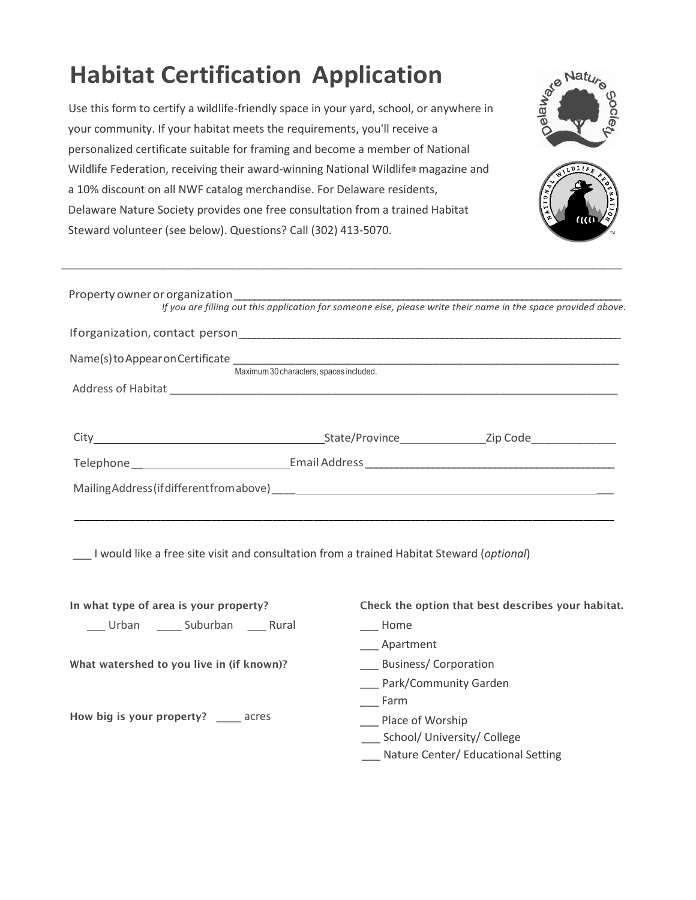# Habitat Certification Application

Use this form to certify a wildlife-friendly space in your yard, school, or anywhere in your community. If your habitat meets the requirements, you'll receive a personalized certificate suitable for framing and become a member of National Wildlife Federation, receiving their award-winning National Wildlife® magazine and a 10% discount on all NWF catalog merchandise. For Delaware residents, Delaware Nature Society provides one free consultation from a trained Habitat Steward volunteer (see below). Questions? Call (302) 413-5070.

---

Property owner or organization ____________________________________________

*If you are filling out this application for someone else, please write their name in the space provided above.*

If organization, contact person ____________________________________________

Name(s) to Appear on Certificate ____________________________________________

Maximum 30 characters, spaces included.

Address of Habitat ____________________________________________

City ______________________ State/Province ____________ Zip Code ____________

Telephone ______________________ Email Address ______________________

Mailing Address (if different from above) ____________________________________________

____________________________________________

___ I would like a free site visit and consultation from a trained Habitat Steward (*optional*)

**In what type of area is your property?**

___ Urban ____ Suburban ___ Rural

**What watershed to you live in (if known)?**

**How big is your property?** ____ acres

**Check the option that best describes your habitat.**

___ Home
___ Apartment
___ Business/ Corporation
___ Park/Community Garden
___ Farm
___ Place of Worship
___ School/ University/ College
___ Nature Center/ Educational Setting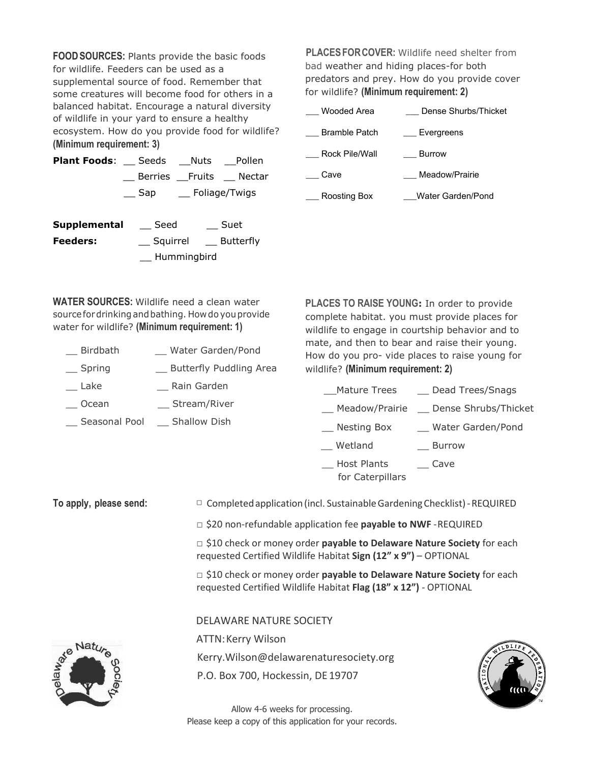**FOOD SOURCES:** Plants provide the basic foods for wildlife. Feeders can be used as a supplemental source of food. Remember that some creatures will become food for others in a balanced habitat. Encourage a natural diversity of wildlife in your yard to ensure a healthy ecosystem. How do you provide food for wildlife? **(Minimum requirement: 3)**

**Plant Foods**: __ Seeds __Nuts __Pollen
__ Berries __Fruits __ Nectar
__ Sap __ Foliage/Twigs

**Supplemental Feeders:** __ Seed __ Suet
__ Squirrel __ Butterfly
__ Hummingbird

**PLACES FOR COVER:** Wildlife need shelter from bad weather and hiding places-for both predators and prey. How do you provide cover for wildlife? **(Minimum requirement: 2)**

___ Wooded Area ___ Dense Shurbs/Thicket
___ Bramble Patch ___ Evergreens
___ Rock Pile/Wall ___ Burrow
___ Cave ___ Meadow/Prairie
___ Roosting Box ___Water Garden/Pond

**WATER SOURCES:** Wildlife need a clean water source for drinking and bathing. How do you provide water for wildlife? **(Minimum requirement: 1)**

__ Birdbath __ Water Garden/Pond
__ Spring __ Butterfly Puddling Area
__ Lake __ Rain Garden
__ Ocean __ Stream/River
__ Seasonal Pool __ Shallow Dish

**PLACES TO RAISE YOUNG:** In order to provide complete habitat. you must provide places for wildlife to engage in courtship behavior and to mate, and then to bear and raise their young. How do you pro- vide places to raise young for wildlife? **(Minimum requirement: 2)**

__Mature Trees __ Dead Trees/Snags
__ Meadow/Prairie __ Dense Shrubs/Thicket
__ Nesting Box __ Water Garden/Pond
__ Wetland __ Burrow
__ Host Plants for Caterpillars __ Cave

**To apply, please send:**

□ Completed application (incl. Sustainable Gardening Checklist) - REQUIRED

□ $20 non-refundable application fee **payable to NWF** - REQUIRED

□ $10 check or money order **payable to Delaware Nature Society** for each requested Certified Wildlife Habitat **Sign (12" x 9")** – OPTIONAL

□ $10 check or money order **payable to Delaware Nature Society** for each requested Certified Wildlife Habitat **Flag (18" x 12")** - OPTIONAL

DELAWARE NATURE SOCIETY
ATTN: Kerry Wilson
Kerry.Wilson@delawarenaturesociety.org
P.O. Box 700, Hockessin, DE 19707

Allow 4-6 weeks for processing.
Please keep a copy of this application for your records.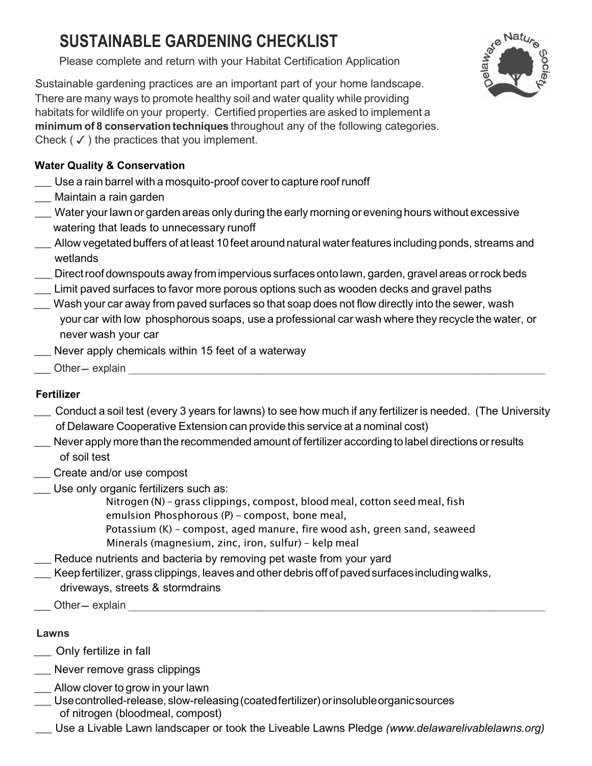# SUSTAINABLE GARDENING CHECKLIST

Please complete and return with your Habitat Certification Application

Sustainable gardening practices are an important part of your home landscape. There are many ways to promote healthy soil and water quality while providing habitats for wildlife on your property. Certified properties are asked to implement a **minimum of 8 conservation techniques** throughout any of the following categories. Check ( ✓ ) the practices that you implement.

**Water Quality & Conservation**

___ Use a rain barrel with a mosquito-proof cover to capture roof runoff
___ Maintain a rain garden
___ Water your lawn or garden areas only during the early morning or evening hours without excessive watering that leads to unnecessary runoff
___ Allow vegetated buffers of at least 10 feet around natural water features including ponds, streams and wetlands
___ Direct roof downspouts away from impervious surfaces onto lawn, garden, gravel areas or rock beds
___ Limit paved surfaces to favor more porous options such as wooden decks and gravel paths
___ Wash your car away from paved surfaces so that soap does not flow directly into the sewer, wash your car with low phosphorous soaps, use a professional car wash where they recycle the water, or never wash your car
___ Never apply chemicals within 15 feet of a waterway
___ Other– explain ___________________________________________________________

**Fertilizer**

___ Conduct a soil test (every 3 years for lawns) to see how much if any fertilizer is needed. (The University of Delaware Cooperative Extension can provide this service at a nominal cost)
___ Never apply more than the recommended amount of fertilizer according to label directions or results of soil test
___ Create and/or use compost
___ Use only organic fertilizers such as:
Nitrogen (N) – grass clippings, compost, blood meal, cotton seed meal, fish emulsion Phosphorous (P) – compost, bone meal,
Potassium (K) – compost, aged manure, fire wood ash, green sand, seaweed
Minerals (magnesium, zinc, iron, sulfur) – kelp meal
___ Reduce nutrients and bacteria by removing pet waste from your yard
___ Keep fertilizer, grass clippings, leaves and other debris off of paved surfaces including walks, driveways, streets & stormdrains
___ Other– explain ___________________________________________________________

**Lawns**

___ Only fertilize in fall
___ Never remove grass clippings
___ Allow clover to grow in your lawn
___ Use controlled-release, slow-releasing (coated fertilizer) or insoluble organic sources of nitrogen (bloodmeal, compost)
___ Use a Livable Lawn landscaper or took the Liveable Lawns Pledge *(www.delawarelivablelawns.org)*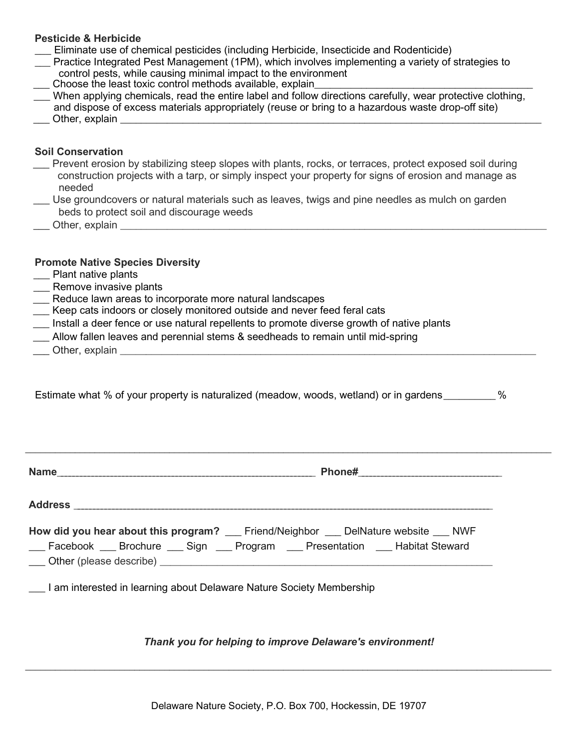**Pesticide & Herbicide**

___ Eliminate use of chemical pesticides (including Herbicide, Insecticide and Rodenticide)
___ Practice Integrated Pest Management (1PM), which involves implementing a variety of strategies to control pests, while causing minimal impact to the environment
___ Choose the least toxic control methods available, explain________________________________________
___ When applying chemicals, read the entire label and follow directions carefully, wear protective clothing, and dispose of excess materials appropriately (reuse or bring to a hazardous waste drop-off site)
___ Other, explain ______________________________________________________________________________

**Soil Conservation**

___ Prevent erosion by stabilizing steep slopes with plants, rocks, or terraces, protect exposed soil during construction projects with a tarp, or simply inspect your property for signs of erosion and manage as needed
___ Use groundcovers or natural materials such as leaves, twigs and pine needles as mulch on garden beds to protect soil and discourage weeds
___ Other, explain ______________________________________________________________________________

**Promote Native Species Diversity**

___ Plant native plants
___ Remove invasive plants
___ Reduce lawn areas to incorporate more natural landscapes
___ Keep cats indoors or closely monitored outside and never feed feral cats
___ Install a deer fence or use natural repellents to promote diverse growth of native plants
___ Allow fallen leaves and perennial stems & seedheads to remain until mid-spring
___ Other, explain ______________________________________________________________________________

Estimate what % of your property is naturalized (meadow, woods, wetland) or in gardens_________ %

---

**Name**_____________________________________________________________ **Phone#**________________________________

**Address** ______________________________________________________________________________________________________

**How did you hear about this program?** ___ Friend/Neighbor ___ DelNature website ___ NWF
___ Facebook ___ Brochure ___ Sign ___ Program ___ Presentation ___ Habitat Steward
___ Other (please describe) _______________________________________________________________

___ I am interested in learning about Delaware Nature Society Membership

***Thank you for helping to improve Delaware's environment!***

---

Delaware Nature Society, P.O. Box 700, Hockessin, DE 19707